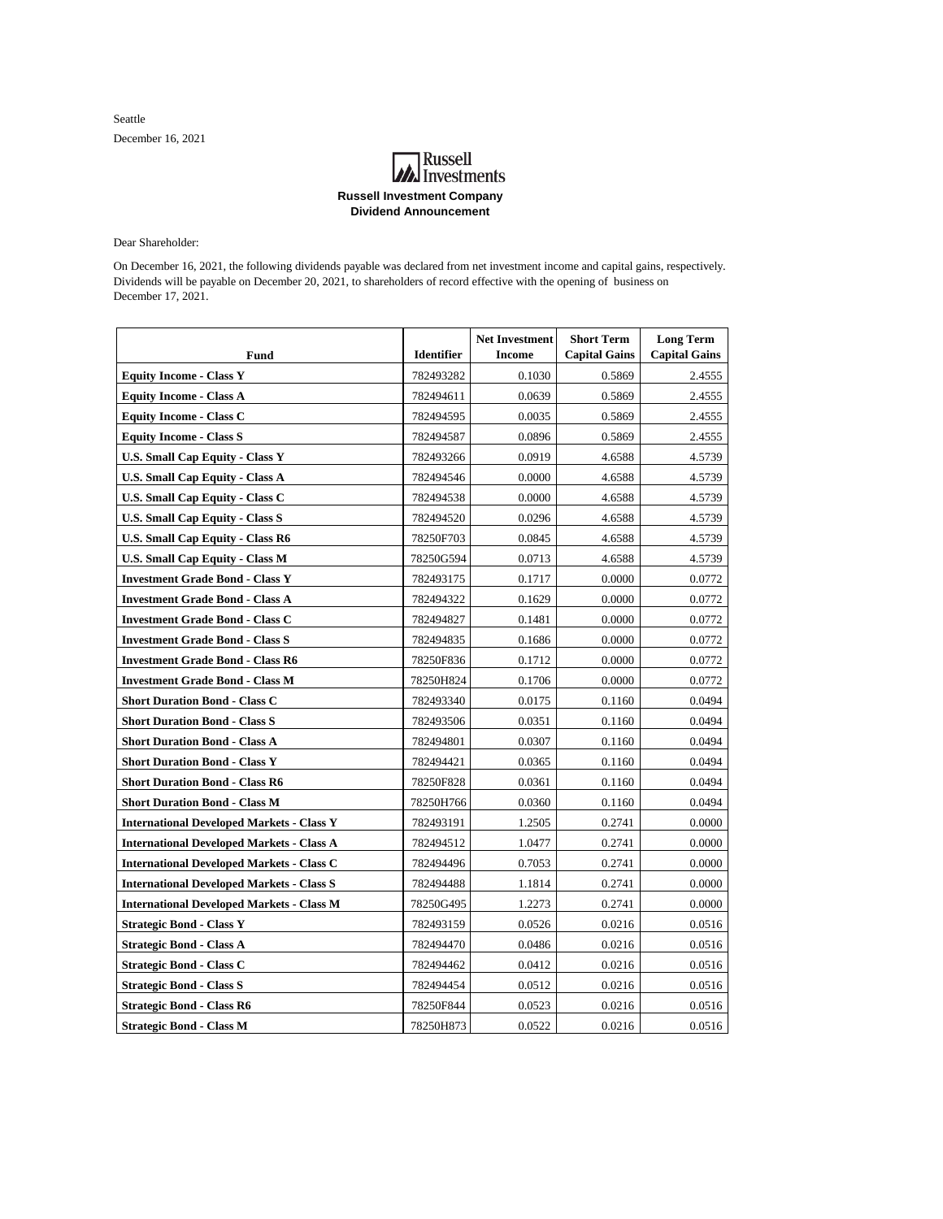Seattle

December 16, 2021

Russell Investments

**Russell Investment Company**
**Dividend Announcement**

Dear Shareholder:

On December 16, 2021, the following dividends payable was declared from net investment income and capital gains, respectively. Dividends will be payable on December 20, 2021, to shareholders of record effective with the opening of business on December 17, 2021.

| Fund | Identifier | Net Investment Income | Short Term Capital Gains | Long Term Capital Gains |
|---|---|---|---|---|
| **Equity Income - Class Y** | 782493282 | 0.1030 | 0.5869 | 2.4555 |
| **Equity Income - Class A** | 782494611 | 0.0639 | 0.5869 | 2.4555 |
| **Equity Income - Class C** | 782494595 | 0.0035 | 0.5869 | 2.4555 |
| **Equity Income - Class S** | 782494587 | 0.0896 | 0.5869 | 2.4555 |
| **U.S. Small Cap Equity - Class Y** | 782493266 | 0.0919 | 4.6588 | 4.5739 |
| **U.S. Small Cap Equity - Class A** | 782494546 | 0.0000 | 4.6588 | 4.5739 |
| **U.S. Small Cap Equity - Class C** | 782494538 | 0.0000 | 4.6588 | 4.5739 |
| **U.S. Small Cap Equity - Class S** | 782494520 | 0.0296 | 4.6588 | 4.5739 |
| **U.S. Small Cap Equity - Class R6** | 78250F703 | 0.0845 | 4.6588 | 4.5739 |
| **U.S. Small Cap Equity - Class M** | 78250G594 | 0.0713 | 4.6588 | 4.5739 |
| **Investment Grade Bond - Class Y** | 782493175 | 0.1717 | 0.0000 | 0.0772 |
| **Investment Grade Bond - Class A** | 782494322 | 0.1629 | 0.0000 | 0.0772 |
| **Investment Grade Bond - Class C** | 782494827 | 0.1481 | 0.0000 | 0.0772 |
| **Investment Grade Bond - Class S** | 782494835 | 0.1686 | 0.0000 | 0.0772 |
| **Investment Grade Bond - Class R6** | 78250F836 | 0.1712 | 0.0000 | 0.0772 |
| **Investment Grade Bond - Class M** | 78250H824 | 0.1706 | 0.0000 | 0.0772 |
| **Short Duration Bond - Class C** | 782493340 | 0.0175 | 0.1160 | 0.0494 |
| **Short Duration Bond - Class S** | 782493506 | 0.0351 | 0.1160 | 0.0494 |
| **Short Duration Bond - Class A** | 782494801 | 0.0307 | 0.1160 | 0.0494 |
| **Short Duration Bond - Class Y** | 782494421 | 0.0365 | 0.1160 | 0.0494 |
| **Short Duration Bond - Class R6** | 78250F828 | 0.0361 | 0.1160 | 0.0494 |
| **Short Duration Bond - Class M** | 78250H766 | 0.0360 | 0.1160 | 0.0494 |
| **International Developed Markets - Class Y** | 782493191 | 1.2505 | 0.2741 | 0.0000 |
| **International Developed Markets - Class A** | 782494512 | 1.0477 | 0.2741 | 0.0000 |
| **International Developed Markets - Class C** | 782494496 | 0.7053 | 0.2741 | 0.0000 |
| **International Developed Markets - Class S** | 782494488 | 1.1814 | 0.2741 | 0.0000 |
| **International Developed Markets - Class M** | 78250G495 | 1.2273 | 0.2741 | 0.0000 |
| **Strategic Bond - Class Y** | 782493159 | 0.0526 | 0.0216 | 0.0516 |
| **Strategic Bond - Class A** | 782494470 | 0.0486 | 0.0216 | 0.0516 |
| **Strategic Bond - Class C** | 782494462 | 0.0412 | 0.0216 | 0.0516 |
| **Strategic Bond - Class S** | 782494454 | 0.0512 | 0.0216 | 0.0516 |
| **Strategic Bond - Class R6** | 78250F844 | 0.0523 | 0.0216 | 0.0516 |
| **Strategic Bond - Class M** | 78250H873 | 0.0522 | 0.0216 | 0.0516 |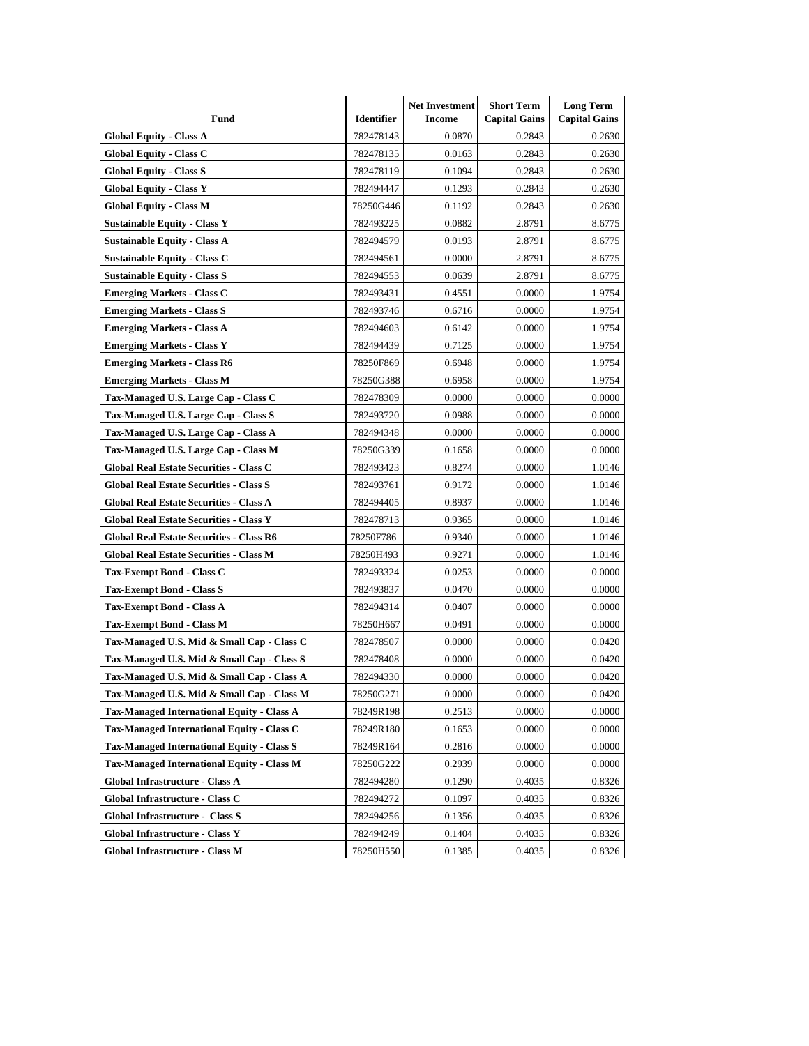| Fund | Identifier | Net Investment Income | Short Term Capital Gains | Long Term Capital Gains |
| --- | --- | --- | --- | --- |
| **Global Equity - Class A** | 782478143 | 0.0870 | 0.2843 | 0.2630 |
| **Global Equity - Class C** | 782478135 | 0.0163 | 0.2843 | 0.2630 |
| **Global Equity - Class S** | 782478119 | 0.1094 | 0.2843 | 0.2630 |
| **Global Equity - Class Y** | 782494447 | 0.1293 | 0.2843 | 0.2630 |
| **Global Equity - Class M** | 78250G446 | 0.1192 | 0.2843 | 0.2630 |
| **Sustainable Equity - Class Y** | 782493225 | 0.0882 | 2.8791 | 8.6775 |
| **Sustainable Equity - Class A** | 782494579 | 0.0193 | 2.8791 | 8.6775 |
| **Sustainable Equity - Class C** | 782494561 | 0.0000 | 2.8791 | 8.6775 |
| **Sustainable Equity - Class S** | 782494553 | 0.0639 | 2.8791 | 8.6775 |
| **Emerging Markets - Class C** | 782493431 | 0.4551 | 0.0000 | 1.9754 |
| **Emerging Markets - Class S** | 782493746 | 0.6716 | 0.0000 | 1.9754 |
| **Emerging Markets - Class A** | 782494603 | 0.6142 | 0.0000 | 1.9754 |
| **Emerging Markets - Class Y** | 782494439 | 0.7125 | 0.0000 | 1.9754 |
| **Emerging Markets - Class R6** | 78250F869 | 0.6948 | 0.0000 | 1.9754 |
| **Emerging Markets - Class M** | 78250G388 | 0.6958 | 0.0000 | 1.9754 |
| **Tax-Managed U.S. Large Cap - Class C** | 782478309 | 0.0000 | 0.0000 | 0.0000 |
| **Tax-Managed U.S. Large Cap - Class S** | 782493720 | 0.0988 | 0.0000 | 0.0000 |
| **Tax-Managed U.S. Large Cap - Class A** | 782494348 | 0.0000 | 0.0000 | 0.0000 |
| **Tax-Managed U.S. Large Cap - Class M** | 78250G339 | 0.1658 | 0.0000 | 0.0000 |
| **Global Real Estate Securities - Class C** | 782493423 | 0.8274 | 0.0000 | 1.0146 |
| **Global Real Estate Securities - Class S** | 782493761 | 0.9172 | 0.0000 | 1.0146 |
| **Global Real Estate Securities - Class A** | 782494405 | 0.8937 | 0.0000 | 1.0146 |
| **Global Real Estate Securities - Class Y** | 782478713 | 0.9365 | 0.0000 | 1.0146 |
| **Global Real Estate Securities - Class R6** | 78250F786 | 0.9340 | 0.0000 | 1.0146 |
| **Global Real Estate Securities - Class M** | 78250H493 | 0.9271 | 0.0000 | 1.0146 |
| **Tax-Exempt Bond - Class C** | 782493324 | 0.0253 | 0.0000 | 0.0000 |
| **Tax-Exempt Bond - Class S** | 782493837 | 0.0470 | 0.0000 | 0.0000 |
| **Tax-Exempt Bond - Class A** | 782494314 | 0.0407 | 0.0000 | 0.0000 |
| **Tax-Exempt Bond - Class M** | 78250H667 | 0.0491 | 0.0000 | 0.0000 |
| **Tax-Managed U.S. Mid & Small Cap - Class C** | 782478507 | 0.0000 | 0.0000 | 0.0420 |
| **Tax-Managed U.S. Mid & Small Cap - Class S** | 782478408 | 0.0000 | 0.0000 | 0.0420 |
| **Tax-Managed U.S. Mid & Small Cap - Class A** | 782494330 | 0.0000 | 0.0000 | 0.0420 |
| **Tax-Managed U.S. Mid & Small Cap - Class M** | 78250G271 | 0.0000 | 0.0000 | 0.0420 |
| **Tax-Managed International Equity - Class A** | 78249R198 | 0.2513 | 0.0000 | 0.0000 |
| **Tax-Managed International Equity - Class C** | 78249R180 | 0.1653 | 0.0000 | 0.0000 |
| **Tax-Managed International Equity - Class S** | 78249R164 | 0.2816 | 0.0000 | 0.0000 |
| **Tax-Managed International Equity - Class M** | 78250G222 | 0.2939 | 0.0000 | 0.0000 |
| **Global Infrastructure - Class A** | 782494280 | 0.1290 | 0.4035 | 0.8326 |
| **Global Infrastructure - Class C** | 782494272 | 0.1097 | 0.4035 | 0.8326 |
| **Global Infrastructure -  Class S** | 782494256 | 0.1356 | 0.4035 | 0.8326 |
| **Global Infrastructure - Class Y** | 782494249 | 0.1404 | 0.4035 | 0.8326 |
| **Global Infrastructure - Class M** | 78250H550 | 0.1385 | 0.4035 | 0.8326 |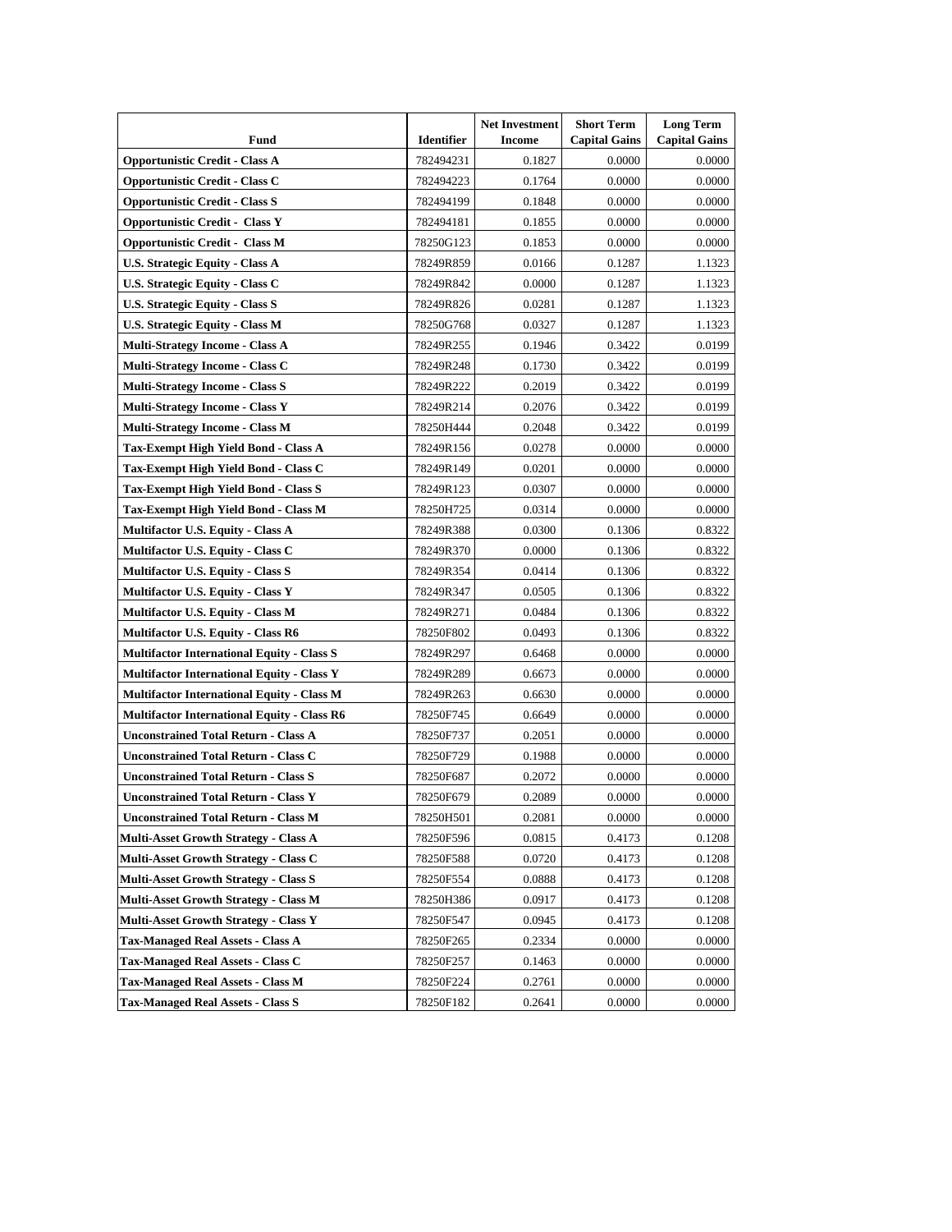| Fund | Identifier | Net Investment Income | Short Term Capital Gains | Long Term Capital Gains |
|---|---|---|---|---|
| **Opportunistic Credit - Class A** | 782494231 | 0.1827 | 0.0000 | 0.0000 |
| **Opportunistic Credit - Class C** | 782494223 | 0.1764 | 0.0000 | 0.0000 |
| **Opportunistic Credit - Class S** | 782494199 | 0.1848 | 0.0000 | 0.0000 |
| **Opportunistic Credit -  Class Y** | 782494181 | 0.1855 | 0.0000 | 0.0000 |
| **Opportunistic Credit -  Class M** | 78250G123 | 0.1853 | 0.0000 | 0.0000 |
| **U.S. Strategic Equity - Class A** | 78249R859 | 0.0166 | 0.1287 | 1.1323 |
| **U.S. Strategic Equity - Class C** | 78249R842 | 0.0000 | 0.1287 | 1.1323 |
| **U.S. Strategic Equity - Class S** | 78249R826 | 0.0281 | 0.1287 | 1.1323 |
| **U.S. Strategic Equity - Class M** | 78250G768 | 0.0327 | 0.1287 | 1.1323 |
| **Multi-Strategy Income - Class A** | 78249R255 | 0.1946 | 0.3422 | 0.0199 |
| **Multi-Strategy Income - Class C** | 78249R248 | 0.1730 | 0.3422 | 0.0199 |
| **Multi-Strategy Income - Class S** | 78249R222 | 0.2019 | 0.3422 | 0.0199 |
| **Multi-Strategy Income - Class Y** | 78249R214 | 0.2076 | 0.3422 | 0.0199 |
| **Multi-Strategy Income - Class M** | 78250H444 | 0.2048 | 0.3422 | 0.0199 |
| **Tax-Exempt High Yield Bond - Class A** | 78249R156 | 0.0278 | 0.0000 | 0.0000 |
| **Tax-Exempt High Yield Bond - Class C** | 78249R149 | 0.0201 | 0.0000 | 0.0000 |
| **Tax-Exempt High Yield Bond - Class S** | 78249R123 | 0.0307 | 0.0000 | 0.0000 |
| **Tax-Exempt High Yield Bond - Class M** | 78250H725 | 0.0314 | 0.0000 | 0.0000 |
| **Multifactor U.S. Equity - Class A** | 78249R388 | 0.0300 | 0.1306 | 0.8322 |
| **Multifactor U.S. Equity - Class C** | 78249R370 | 0.0000 | 0.1306 | 0.8322 |
| **Multifactor U.S. Equity - Class S** | 78249R354 | 0.0414 | 0.1306 | 0.8322 |
| **Multifactor U.S. Equity - Class Y** | 78249R347 | 0.0505 | 0.1306 | 0.8322 |
| **Multifactor U.S. Equity - Class M** | 78249R271 | 0.0484 | 0.1306 | 0.8322 |
| **Multifactor U.S. Equity - Class R6** | 78250F802 | 0.0493 | 0.1306 | 0.8322 |
| **Multifactor International Equity - Class S** | 78249R297 | 0.6468 | 0.0000 | 0.0000 |
| **Multifactor International Equity - Class Y** | 78249R289 | 0.6673 | 0.0000 | 0.0000 |
| **Multifactor International Equity - Class M** | 78249R263 | 0.6630 | 0.0000 | 0.0000 |
| **Multifactor International Equity - Class R6** | 78250F745 | 0.6649 | 0.0000 | 0.0000 |
| **Unconstrained Total Return - Class A** | 78250F737 | 0.2051 | 0.0000 | 0.0000 |
| **Unconstrained Total Return - Class C** | 78250F729 | 0.1988 | 0.0000 | 0.0000 |
| **Unconstrained Total Return - Class S** | 78250F687 | 0.2072 | 0.0000 | 0.0000 |
| **Unconstrained Total Return - Class Y** | 78250F679 | 0.2089 | 0.0000 | 0.0000 |
| **Unconstrained Total Return - Class M** | 78250H501 | 0.2081 | 0.0000 | 0.0000 |
| **Multi-Asset Growth Strategy - Class A** | 78250F596 | 0.0815 | 0.4173 | 0.1208 |
| **Multi-Asset Growth Strategy - Class C** | 78250F588 | 0.0720 | 0.4173 | 0.1208 |
| **Multi-Asset Growth Strategy - Class S** | 78250F554 | 0.0888 | 0.4173 | 0.1208 |
| **Multi-Asset Growth Strategy - Class M** | 78250H386 | 0.0917 | 0.4173 | 0.1208 |
| **Multi-Asset Growth Strategy - Class Y** | 78250F547 | 0.0945 | 0.4173 | 0.1208 |
| **Tax-Managed Real Assets - Class A** | 78250F265 | 0.2334 | 0.0000 | 0.0000 |
| **Tax-Managed Real Assets - Class C** | 78250F257 | 0.1463 | 0.0000 | 0.0000 |
| **Tax-Managed Real Assets - Class M** | 78250F224 | 0.2761 | 0.0000 | 0.0000 |
| **Tax-Managed Real Assets - Class S** | 78250F182 | 0.2641 | 0.0000 | 0.0000 |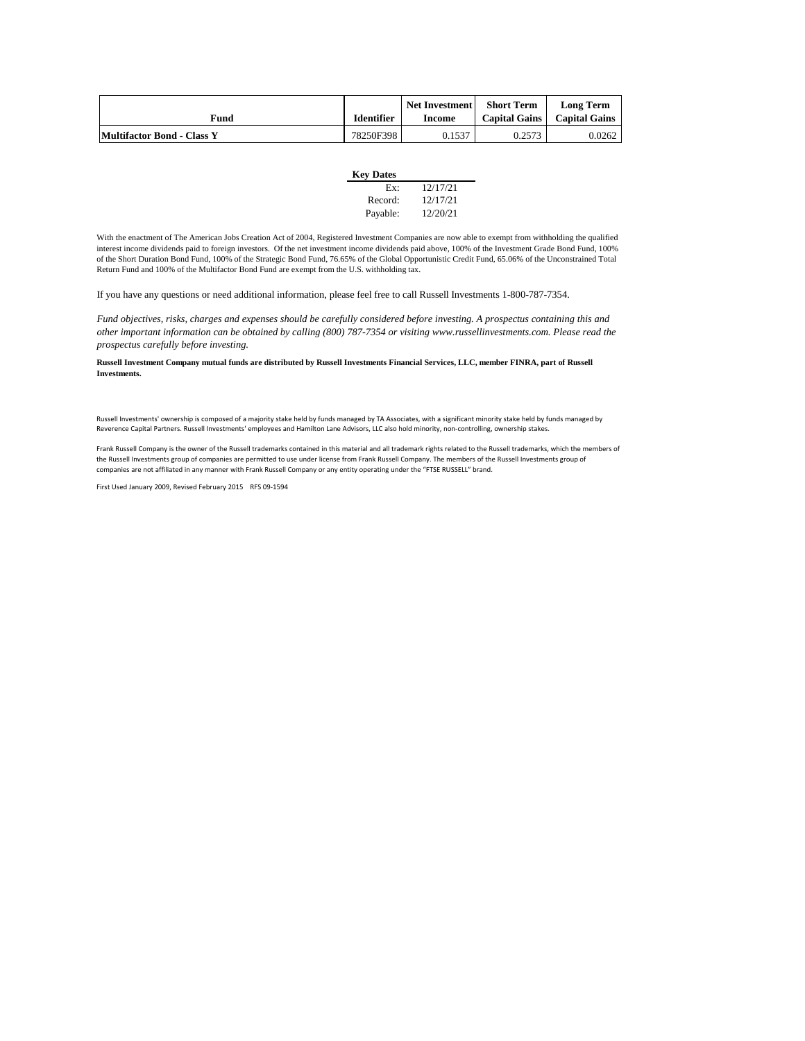| Fund | Identifier | Net Investment Income | Short Term Capital Gains | Long Term Capital Gains |
|---|---|---|---|---|
| **Multifactor Bond - Class Y** | 78250F398 | 0.1537 | 0.2573 | 0.0262 |

| **Key Dates** | |
|---|---|
| Ex: | 12/17/21 |
| Record: | 12/17/21 |
| Payable: | 12/20/21 |

With the enactment of The American Jobs Creation Act of 2004, Registered Investment Companies are now able to exempt from withholding the qualified interest income dividends paid to foreign investors. Of the net investment income dividends paid above, 100% of the Investment Grade Bond Fund, 100% of the Short Duration Bond Fund, 100% of the Strategic Bond Fund, 76.65% of the Global Opportunistic Credit Fund, 65.06% of the Unconstrained Total Return Fund and 100% of the Multifactor Bond Fund are exempt from the U.S. withholding tax.

If you have any questions or need additional information, please feel free to call Russell Investments 1-800-787-7354.

*Fund objectives, risks, charges and expenses should be carefully considered before investing. A prospectus containing this and other important information can be obtained by calling (800) 787-7354 or visiting www.russellinvestments.com. Please read the prospectus carefully before investing.*

**Russell Investment Company mutual funds are distributed by Russell Investments Financial Services, LLC, member FINRA, part of Russell Investments.**

Russell Investments' ownership is composed of a majority stake held by funds managed by TA Associates, with a significant minority stake held by funds managed by Reverence Capital Partners. Russell Investments' employees and Hamilton Lane Advisors, LLC also hold minority, non-controlling, ownership stakes.

Frank Russell Company is the owner of the Russell trademarks contained in this material and all trademark rights related to the Russell trademarks, which the members of the Russell Investments group of companies are permitted to use under license from Frank Russell Company. The members of the Russell Investments group of companies are not affiliated in any manner with Frank Russell Company or any entity operating under the "FTSE RUSSELL" brand.

First Used January 2009, Revised February 2015 RFS 09-1594